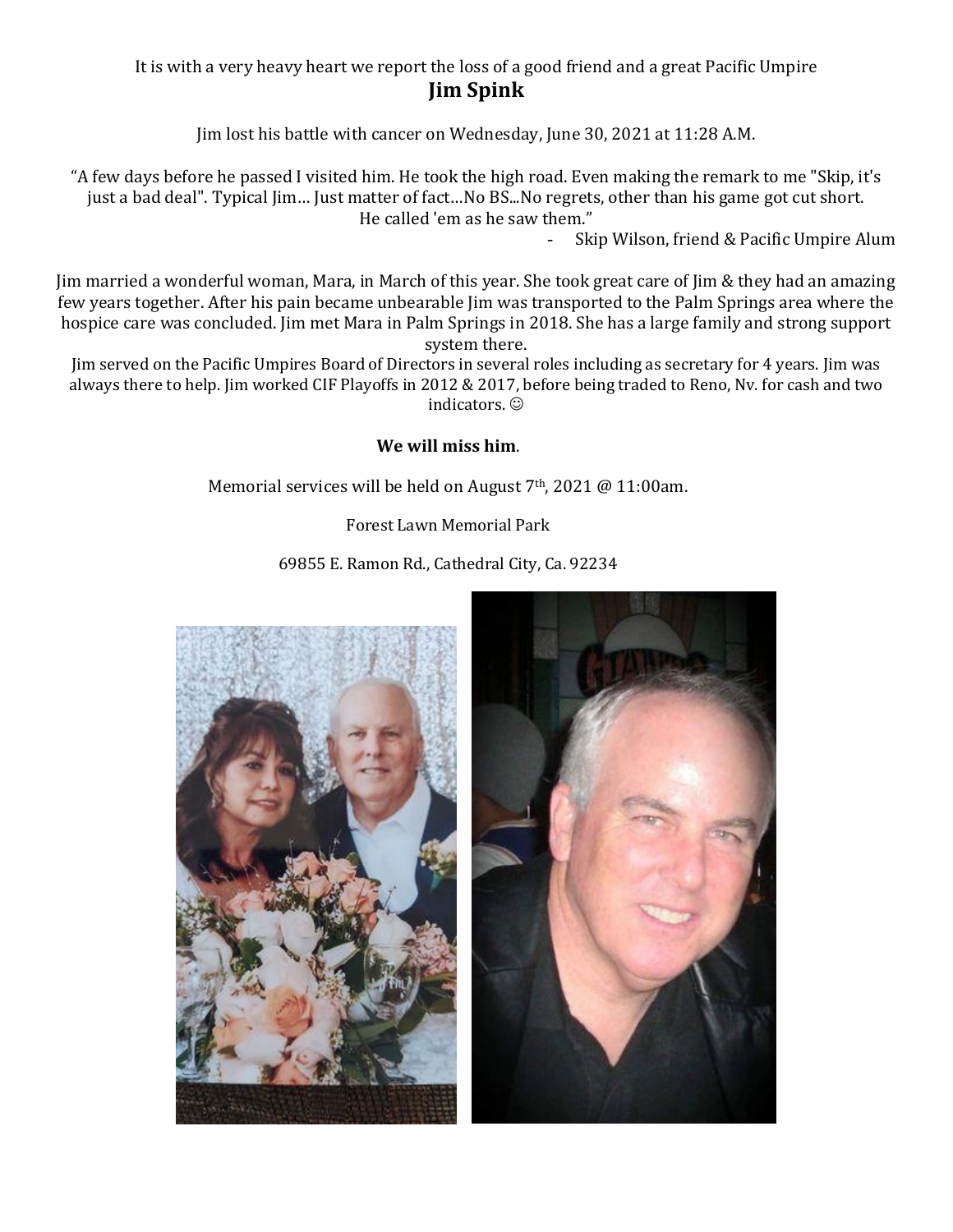It is with a very heavy heart we report the loss of a good friend and a great Pacific Umpire

# Jim Spink

Jim lost his battle with cancer on Wednesday, June 30, 2021 at 11:28 A.M.

"A few days before he passed I visited him. He took the high road. Even making the remark to me "Skip, it's just a bad deal". Typical Jim… Just matter of fact…No BS...No regrets, other than his game got cut short. He called 'em as he saw them."

- Skip Wilson, friend & Pacific Umpire Alum

Jim married a wonderful woman, Mara, in March of this year. She took great care of Jim & they had an amazing few years together. After his pain became unbearable Jim was transported to the Palm Springs area where the hospice care was concluded. Jim met Mara in Palm Springs in 2018. She has a large family and strong support system there.

Jim served on the Pacific Umpires Board of Directors in several roles including as secretary for 4 years. Jim was always there to help. Jim worked CIF Playoffs in 2012 & 2017, before being traded to Reno, Nv. for cash and two indicators. ☺

**We will miss him**.

Memorial services will be held on August 7th, 2021 @ 11:00am.

Forest Lawn Memorial Park

69855 E. Ramon Rd., Cathedral City, Ca. 92234